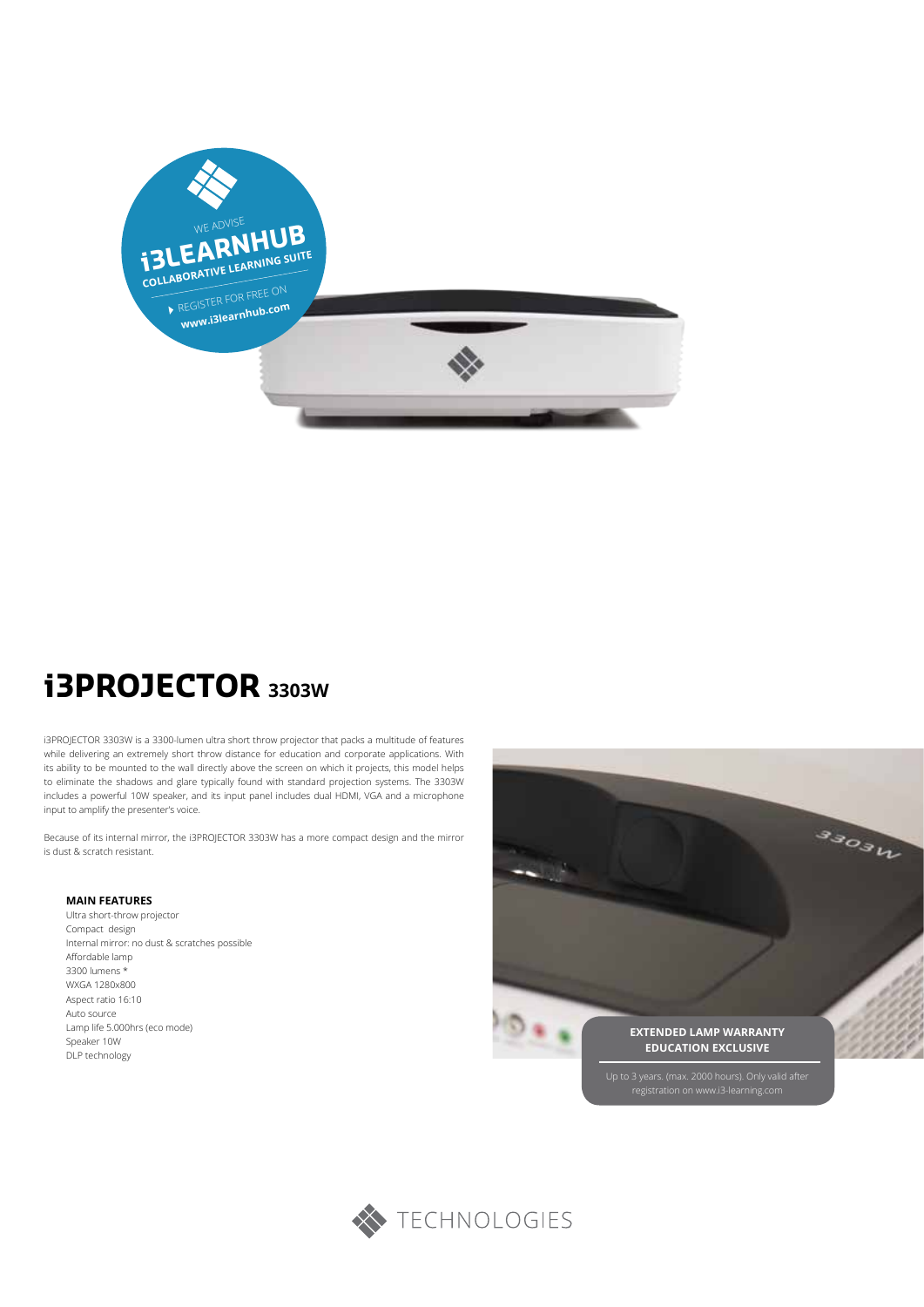WE ADVISE
**i3LEARNHUB**
**COLLABORATIVE LEARNING SUITE**
REGISTER FOR FREE ON
**www.i3learnhub.com**

# i3PROJECTOR 3303W

i3PROJECTOR 3303W is a 3300-lumen ultra short throw projector that packs a multitude of features while delivering an extremely short throw distance for education and corporate applications. With its ability to be mounted to the wall directly above the screen on which it projects, this model helps to eliminate the shadows and glare typically found with standard projection systems. The 3303W includes a powerful 10W speaker, and its input panel includes dual HDMI, VGA and a microphone input to amplify the presenter's voice.

Because of its internal mirror, the i3PROJECTOR 3303W has a more compact design and the mirror is dust & scratch resistant.

**MAIN FEATURES**

- Ultra short-throw projector
- Compact design
- Internal mirror: no dust & scratches possible
- Affordable lamp
- 3300 lumens *
- WXGA 1280x800
- Aspect ratio 16:10
- Auto source
- Lamp life 5.000hrs (eco mode)
- Speaker 10W
- DLP technology

**EXTENDED LAMP WARRANTY**
**EDUCATION EXCLUSIVE**

Up to 3 years. (max. 2000 hours). Only valid after registration on www.i3-learning.com

TECHNOLOGIES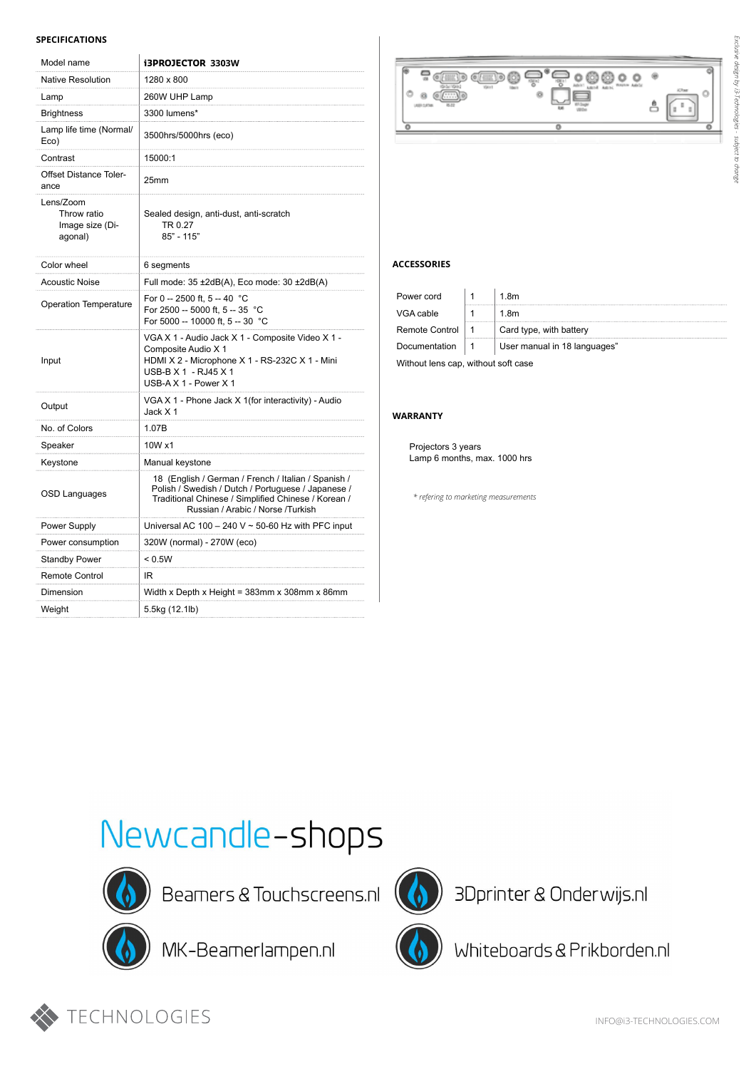## SPECIFICATIONS

| | |
|---|---|
| Model name | **i3PROJECTOR 3303W** |
| Native Resolution | 1280 x 800 |
| Lamp | 260W UHP Lamp |
| Brightness | 3300 lumens* |
| Lamp life time (Normal/ Eco) | 3500hrs/5000hrs (eco) |
| Contrast | 15000:1 |
| Offset Distance Toler-ance | 25mm |
| Lens/Zoom<br>Throw ratio<br>Image size (Di-agonal) | Sealed design, anti-dust, anti-scratch<br>TR 0.27<br>85" - 115" |
| Color wheel | 6 segments |
| Acoustic Noise | Full mode: 35 ±2dB(A), Eco mode: 30 ±2dB(A) |
| Operation Temperature | For 0 -- 2500 ft, 5 -- 40 °C<br>For 2500 -- 5000 ft, 5 -- 35 °C<br>For 5000 -- 10000 ft, 5 -- 30 °C |
| Input | VGA X 1 - Audio Jack X 1 - Composite Video X 1 - Composite Audio X 1<br>HDMI X 2 - Microphone X 1 - RS-232C X 1 - Mini USB-B X 1 - RJ45 X 1<br>USB-A X 1 - Power X 1 |
| Output | VGA X 1 - Phone Jack X 1(for interactivity) - Audio Jack X 1 |
| No. of Colors | 1.07B |
| Speaker | 10W x1 |
| Keystone | Manual keystone |
| OSD Languages | 18 (English / German / French / Italian / Spanish / Polish / Swedish / Dutch / Portuguese / Japanese / Traditional Chinese / Simplified Chinese / Korean / Russian / Arabic / Norse /Turkish |
| Power Supply | Universal AC 100 – 240 V ~ 50-60 Hz with PFC input |
| Power consumption | 320W (normal) - 270W (eco) |
| Standby Power | < 0.5W |
| Remote Control | IR |
| Dimension | Width x Depth x Height = 383mm x 308mm x 86mm |
| Weight | 5.5kg (12.1lb) |

## ACCESSORIES

| | | |
|---|---|---|
| Power cord | 1 | 1.8m |
| VGA cable | 1 | 1.8m |
| Remote Control | 1 | Card type, with battery |
| Documentation | 1 | User manual in 18 languages" |

Without lens cap, without soft case

## WARRANTY

Projectors 3 years
Lamp 6 months, max. 1000 hrs

*\* refering to marketing measurements*

*Exclusive design by i3-Technologies - subject to change*

Newcandle-shops

Beamers & Touchscreens.nl

3Dprinter & Onderwijs.nl

MK-Beamerlampen.nl

Whiteboards & Prikborden.nl

TECHNOLOGIES

INFO@I3-TECHNOLOGIES.COM